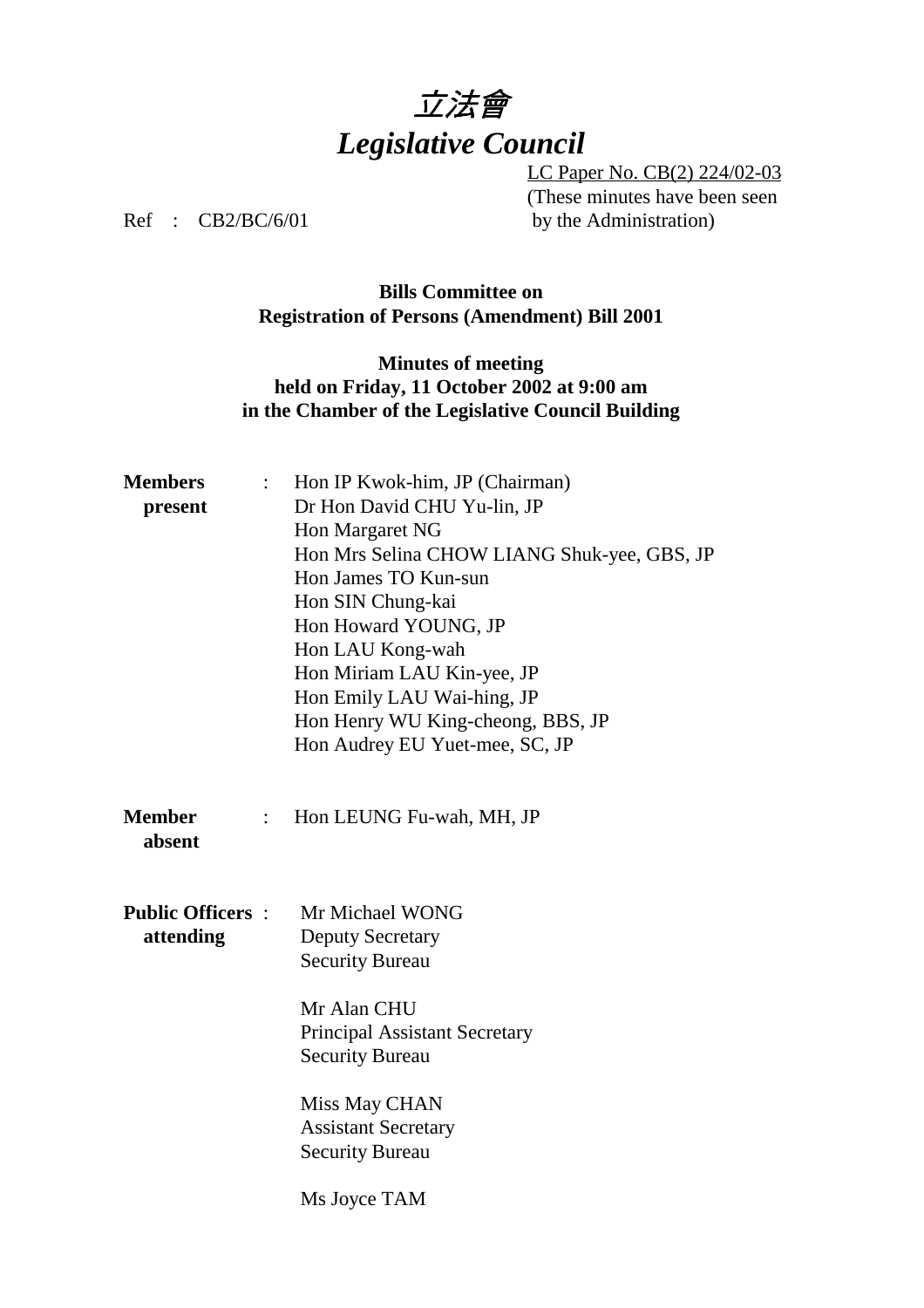# 立法會
# *Legislative Council*

LC Paper No. CB(2) 224/02-03
(These minutes have been seen by the Administration)

Ref : CB2/BC/6/01

**Bills Committee on**
**Registration of Persons (Amendment) Bill 2001**

**Minutes of meeting**
**held on Friday, 11 October 2002 at 9:00 am**
**in the Chamber of the Legislative Council Building**

**Members present** :
Hon IP Kwok-him, JP (Chairman)
Dr Hon David CHU Yu-lin, JP
Hon Margaret NG
Hon Mrs Selina CHOW LIANG Shuk-yee, GBS, JP
Hon James TO Kun-sun
Hon SIN Chung-kai
Hon Howard YOUNG, JP
Hon LAU Kong-wah
Hon Miriam LAU Kin-yee, JP
Hon Emily LAU Wai-hing, JP
Hon Henry WU King-cheong, BBS, JP
Hon Audrey EU Yuet-mee, SC, JP

**Member absent** :
Hon LEUNG Fu-wah, MH, JP

**Public Officers attending** :
Mr Michael WONG
Deputy Secretary
Security Bureau

Mr Alan CHU
Principal Assistant Secretary
Security Bureau

Miss May CHAN
Assistant Secretary
Security Bureau

Ms Joyce TAM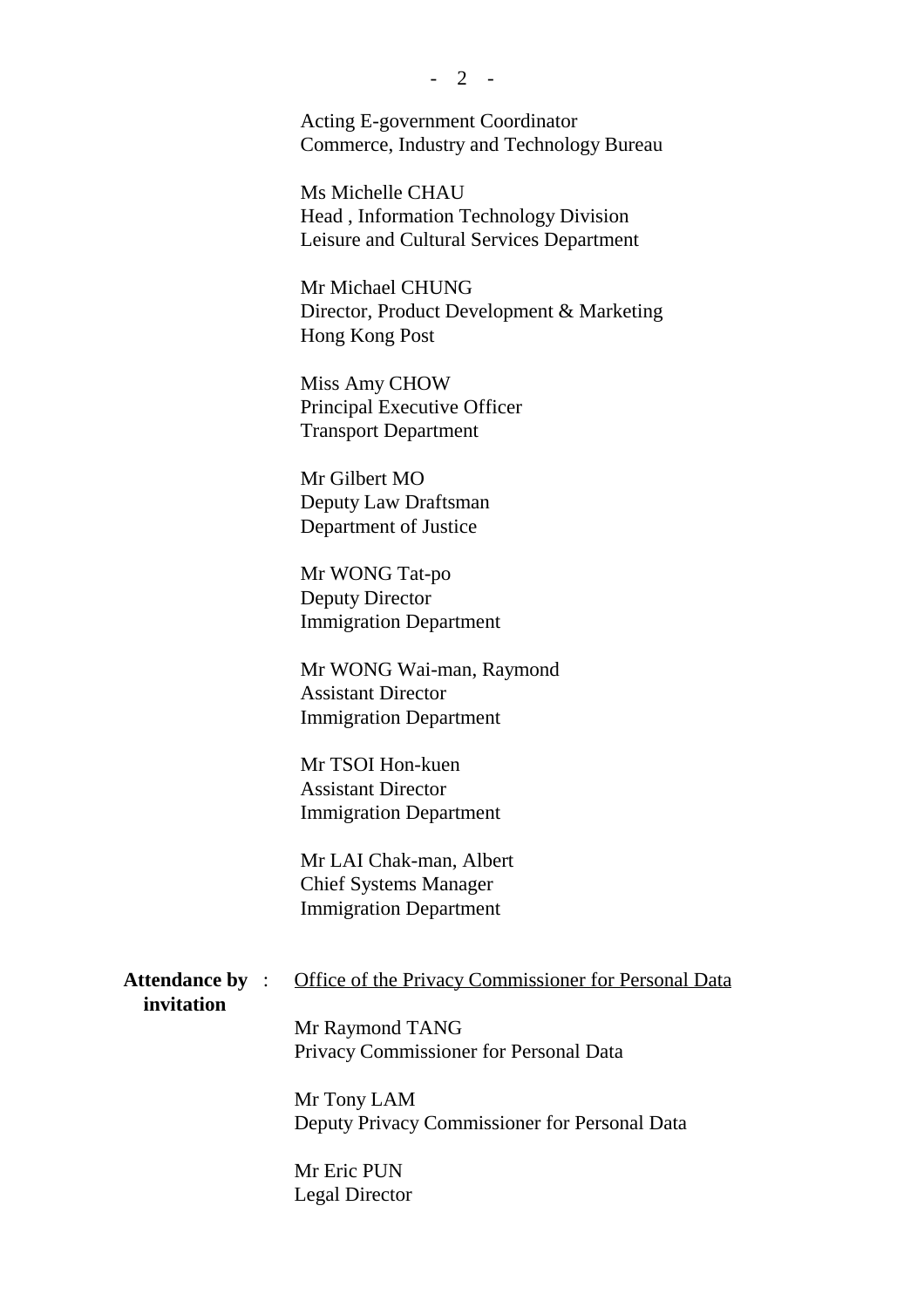Acting E-government Coordinator
Commerce, Industry and Technology Bureau

Ms Michelle CHAU
Head , Information Technology Division
Leisure and Cultural Services Department

Mr Michael CHUNG
Director, Product Development & Marketing
Hong Kong Post

Miss Amy CHOW
Principal Executive Officer
Transport Department

Mr Gilbert MO
Deputy Law Draftsman
Department of Justice

Mr WONG Tat-po
Deputy Director
Immigration Department

Mr WONG Wai-man, Raymond
Assistant Director
Immigration Department

Mr TSOI Hon-kuen
Assistant Director
Immigration Department

Mr LAI Chak-man, Albert
Chief Systems Manager
Immigration Department

**Attendance by invitation** : <u>Office of the Privacy Commissioner for Personal Data</u>

Mr Raymond TANG
Privacy Commissioner for Personal Data

Mr Tony LAM
Deputy Privacy Commissioner for Personal Data

Mr Eric PUN
Legal Director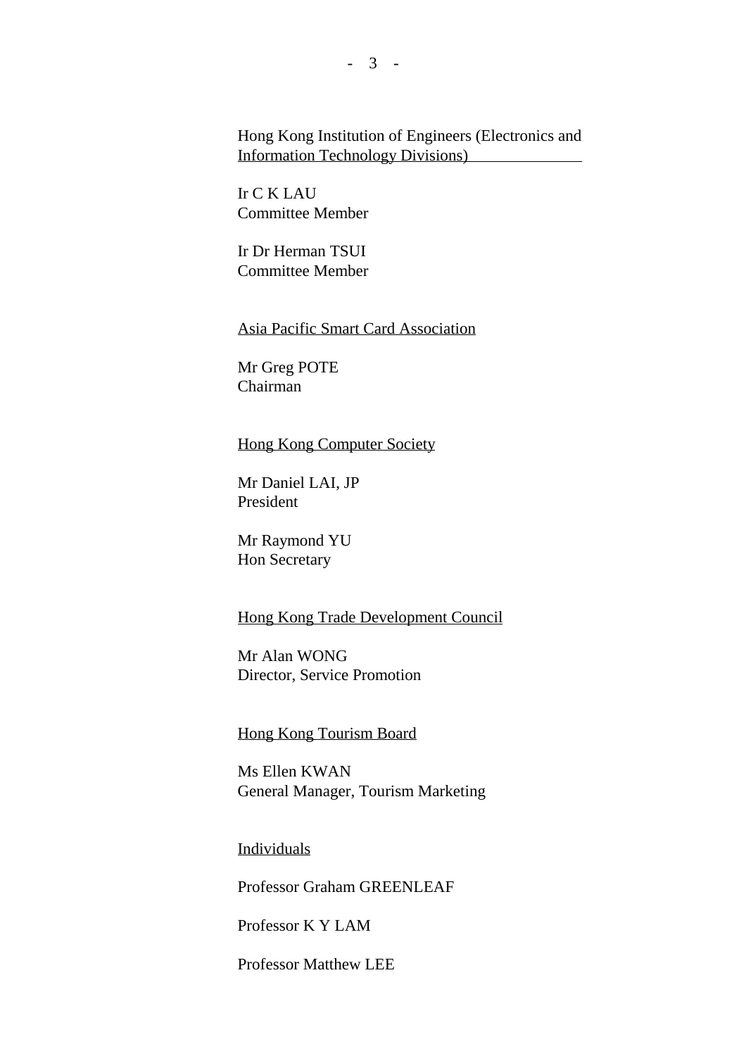Hong Kong Institution of Engineers (Electronics and Information Technology Divisions)

Ir C K LAU
Committee Member

Ir Dr Herman TSUI
Committee Member

Asia Pacific Smart Card Association

Mr Greg POTE
Chairman

Hong Kong Computer Society

Mr Daniel LAI, JP
President

Mr Raymond YU
Hon Secretary

Hong Kong Trade Development Council

Mr Alan WONG
Director, Service Promotion

Hong Kong Tourism Board

Ms Ellen KWAN
General Manager, Tourism Marketing

Individuals

Professor Graham GREENLEAF

Professor K Y LAM

Professor Matthew LEE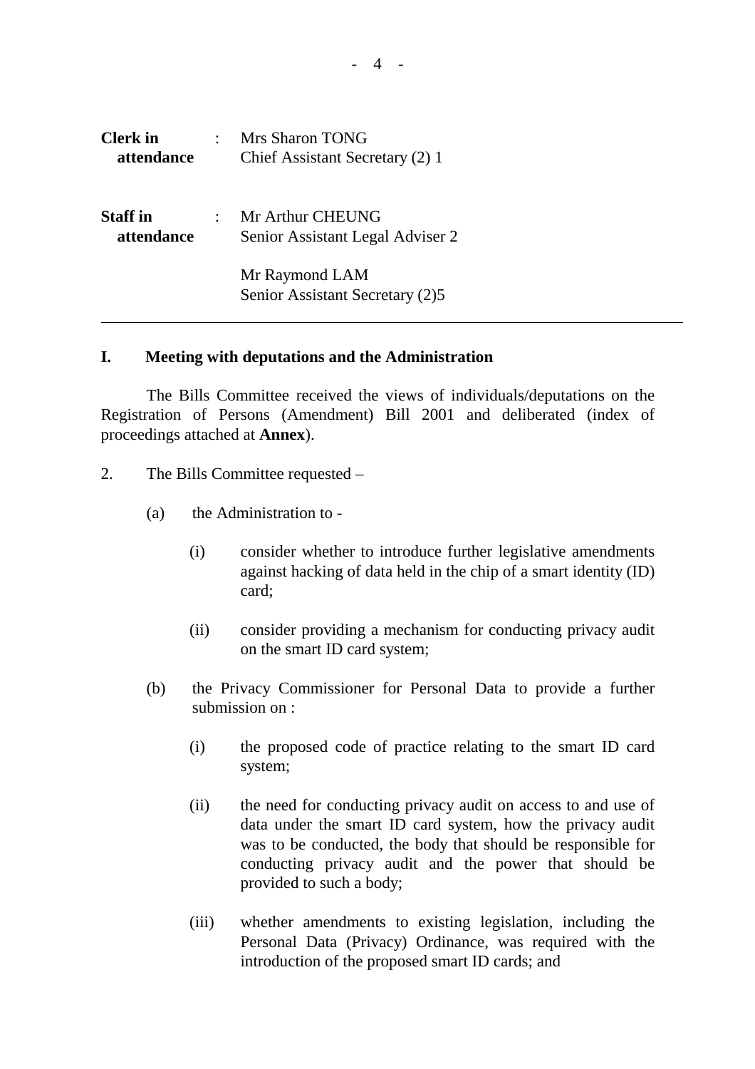**Clerk in attendance** : Mrs Sharon TONG
Chief Assistant Secretary (2) 1

**Staff in attendance** : Mr Arthur CHEUNG
Senior Assistant Legal Adviser 2

Mr Raymond LAM
Senior Assistant Secretary (2)5

---

## I. Meeting with deputations and the Administration

The Bills Committee received the views of individuals/deputations on the Registration of Persons (Amendment) Bill 2001 and deliberated (index of proceedings attached at **Annex**).

2. The Bills Committee requested –

(a) the Administration to -

(i) consider whether to introduce further legislative amendments against hacking of data held in the chip of a smart identity (ID) card;

(ii) consider providing a mechanism for conducting privacy audit on the smart ID card system;

(b) the Privacy Commissioner for Personal Data to provide a further submission on :

(i) the proposed code of practice relating to the smart ID card system;

(ii) the need for conducting privacy audit on access to and use of data under the smart ID card system, how the privacy audit was to be conducted, the body that should be responsible for conducting privacy audit and the power that should be provided to such a body;

(iii) whether amendments to existing legislation, including the Personal Data (Privacy) Ordinance, was required with the introduction of the proposed smart ID cards; and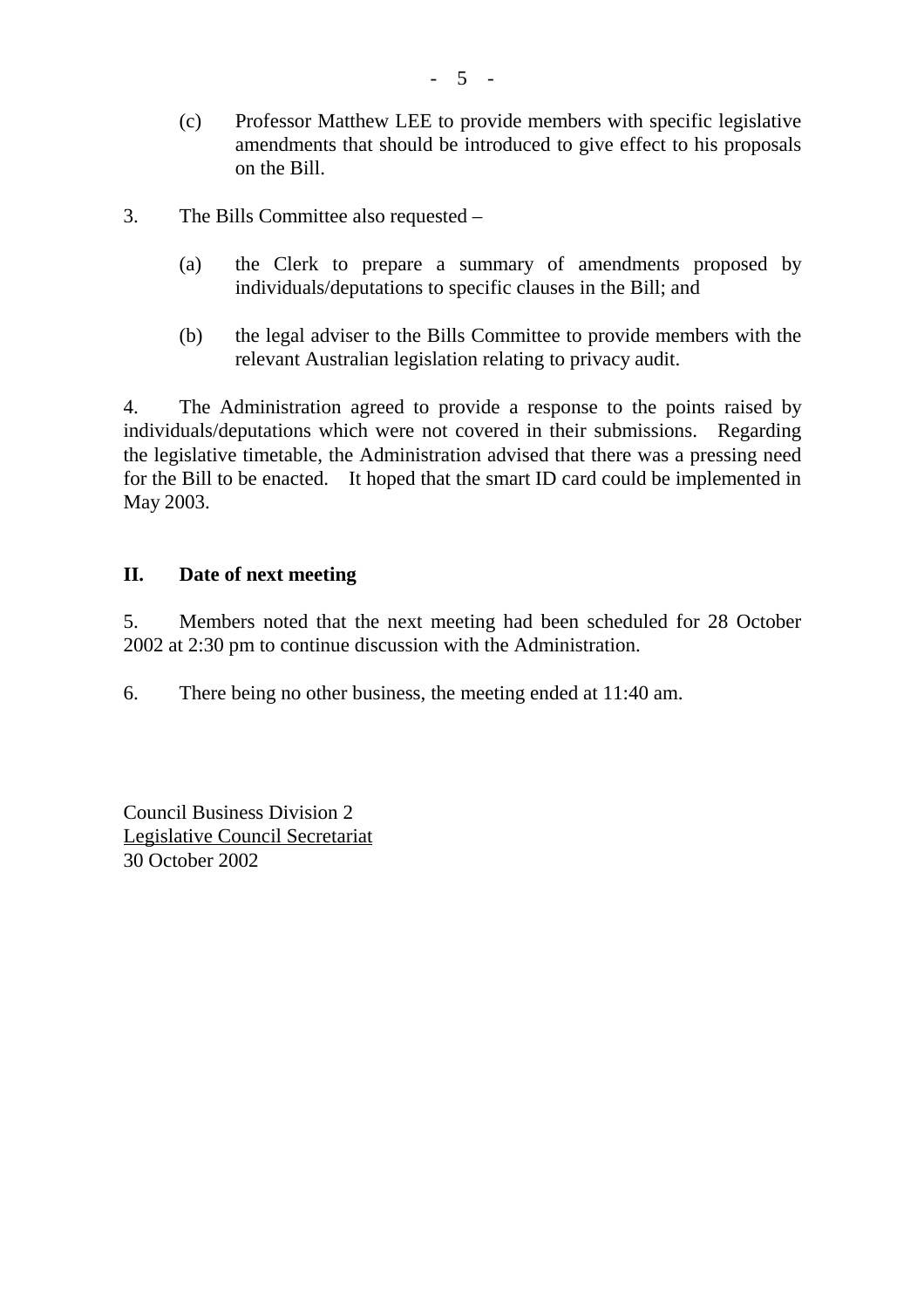(c) Professor Matthew LEE to provide members with specific legislative amendments that should be introduced to give effect to his proposals on the Bill.

3. The Bills Committee also requested –

(a) the Clerk to prepare a summary of amendments proposed by individuals/deputations to specific clauses in the Bill; and

(b) the legal adviser to the Bills Committee to provide members with the relevant Australian legislation relating to privacy audit.

4. The Administration agreed to provide a response to the points raised by individuals/deputations which were not covered in their submissions. Regarding the legislative timetable, the Administration advised that there was a pressing need for the Bill to be enacted. It hoped that the smart ID card could be implemented in May 2003.

## II. Date of next meeting

5. Members noted that the next meeting had been scheduled for 28 October 2002 at 2:30 pm to continue discussion with the Administration.

6. There being no other business, the meeting ended at 11:40 am.

Council Business Division 2
Legislative Council Secretariat
30 October 2002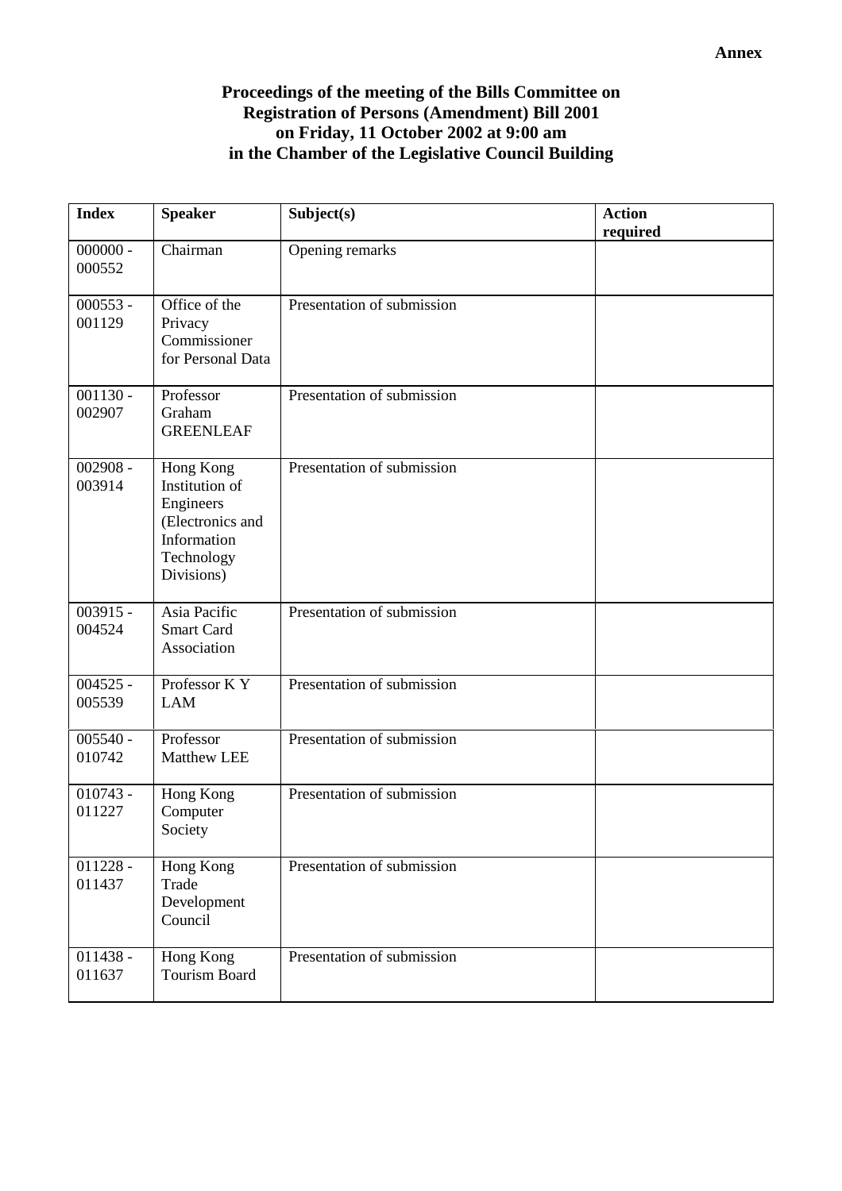**Annex**

**Proceedings of the meeting of the Bills Committee on Registration of Persons (Amendment) Bill 2001 on Friday, 11 October 2002 at 9:00 am in the Chamber of the Legislative Council Building**

| Index | Speaker | Subject(s) | Action required |
|---|---|---|---|
| 000000 - 000552 | Chairman | Opening remarks | |
| 000553 - 001129 | Office of the Privacy Commissioner for Personal Data | Presentation of submission | |
| 001130 - 002907 | Professor Graham GREENLEAF | Presentation of submission | |
| 002908 - 003914 | Hong Kong Institution of Engineers (Electronics and Information Technology Divisions) | Presentation of submission | |
| 003915 - 004524 | Asia Pacific Smart Card Association | Presentation of submission | |
| 004525 - 005539 | Professor K Y LAM | Presentation of submission | |
| 005540 - 010742 | Professor Matthew LEE | Presentation of submission | |
| 010743 - 011227 | Hong Kong Computer Society | Presentation of submission | |
| 011228 - 011437 | Hong Kong Trade Development Council | Presentation of submission | |
| 011438 - 011637 | Hong Kong Tourism Board | Presentation of submission | |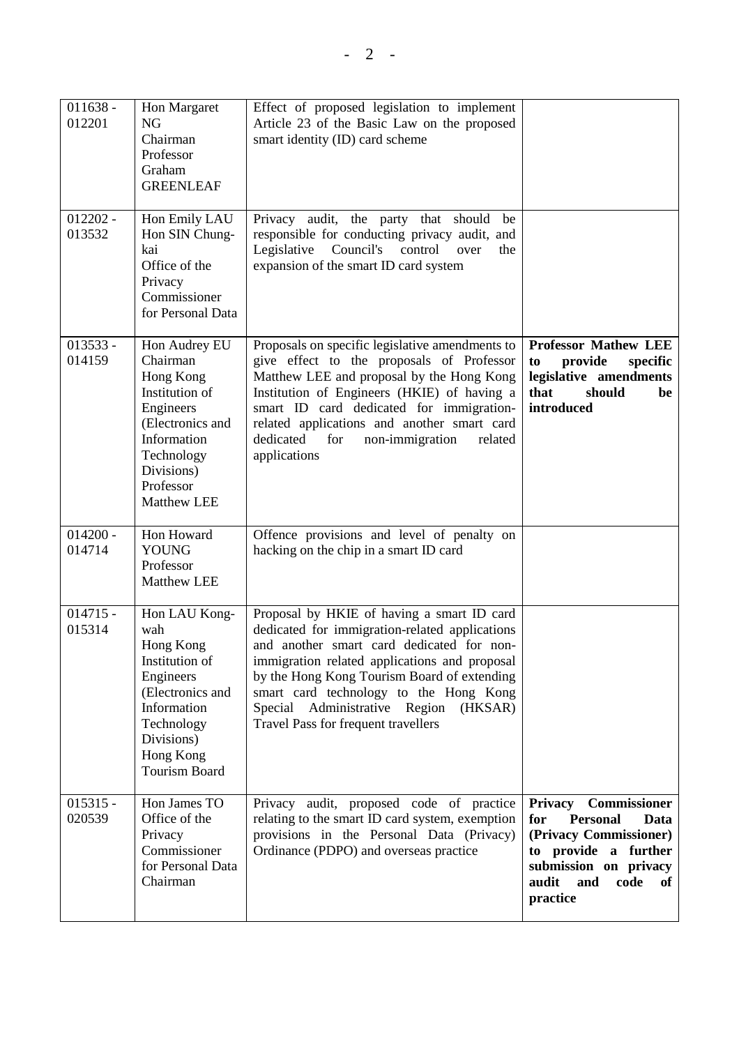| 011638 - 012201 | Hon Margaret NG<br>Chairman<br>Professor Graham GREENLEAF | Effect of proposed legislation to implement Article 23 of the Basic Law on the proposed smart identity (ID) card scheme | |
|---|---|---|---|
| 012202 - 013532 | Hon Emily LAU<br>Hon SIN Chung-kai<br>Office of the Privacy Commissioner for Personal Data | Privacy audit, the party that should be responsible for conducting privacy audit, and Legislative Council's control over the expansion of the smart ID card system | |
| 013533 - 014159 | Hon Audrey EU<br>Chairman<br>Hong Kong Institution of Engineers (Electronics and Information Technology Divisions)<br>Professor Matthew LEE | Proposals on specific legislative amendments to give effect to the proposals of Professor Matthew LEE and proposal by the Hong Kong Institution of Engineers (HKIE) of having a smart ID card dedicated for immigration-related applications and another smart card dedicated for non-immigration related applications | **Professor Mathew LEE to provide specific legislative amendments that should be introduced** |
| 014200 - 014714 | Hon Howard YOUNG<br>Professor Matthew LEE | Offence provisions and level of penalty on hacking on the chip in a smart ID card | |
| 014715 - 015314 | Hon LAU Kong-wah<br>Hong Kong Institution of Engineers (Electronics and Information Technology Divisions)<br>Hong Kong Tourism Board | Proposal by HKIE of having a smart ID card dedicated for immigration-related applications and another smart card dedicated for non-immigration related applications and proposal by the Hong Kong Tourism Board of extending smart card technology to the Hong Kong Special Administrative Region (HKSAR) Travel Pass for frequent travellers | |
| 015315 - 020539 | Hon James TO<br>Office of the Privacy Commissioner for Personal Data<br>Chairman | Privacy audit, proposed code of practice relating to the smart ID card system, exemption provisions in the Personal Data (Privacy) Ordinance (PDPO) and overseas practice | **Privacy Commissioner for Personal Data (Privacy Commissioner) to provide a further submission on privacy audit and code of practice** |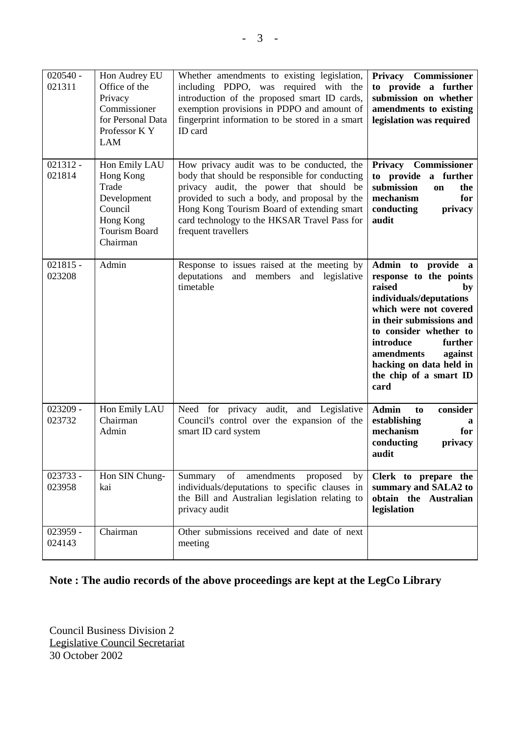| | | | |
|---|---|---|---|
| 020540 - 021311 | Hon Audrey EU<br>Office of the Privacy Commissioner for Personal Data<br>Professor K Y LAM | Whether amendments to existing legislation, including PDPO, was required with the introduction of the proposed smart ID cards, exemption provisions in PDPO and amount of fingerprint information to be stored in a smart ID card | **Privacy Commissioner to provide a further submission on whether amendments to existing legislation was required** |
| 021312 - 021814 | Hon Emily LAU<br>Hong Kong Trade Development Council<br>Hong Kong Tourism Board<br>Chairman | How privacy audit was to be conducted, the body that should be responsible for conducting privacy audit, the power that should be provided to such a body, and proposal by the Hong Kong Tourism Board of extending smart card technology to the HKSAR Travel Pass for frequent travellers | **Privacy Commissioner to provide a further submission on the mechanism for conducting privacy audit** |
| 021815 - 023208 | Admin | Response to issues raised at the meeting by deputations and members and legislative timetable | **Admin to provide a response to the points raised by individuals/deputations which were not covered in their submissions and to consider whether to introduce further amendments against hacking on data held in the chip of a smart ID card** |
| 023209 - 023732 | Hon Emily LAU<br>Chairman<br>Admin | Need for privacy audit, and Legislative Council's control over the expansion of the smart ID card system | **Admin to consider establishing a mechanism for conducting privacy audit** |
| 023733 - 023958 | Hon SIN Chung-kai | Summary of amendments proposed by individuals/deputations to specific clauses in the Bill and Australian legislation relating to privacy audit | **Clerk to prepare the summary and SALA2 to obtain the Australian legislation** |
| 023959 - 024143 | Chairman | Other submissions received and date of next meeting | |

**Note : The audio records of the above proceedings are kept at the LegCo Library**

Council Business Division 2
Legislative Council Secretariat
30 October 2002